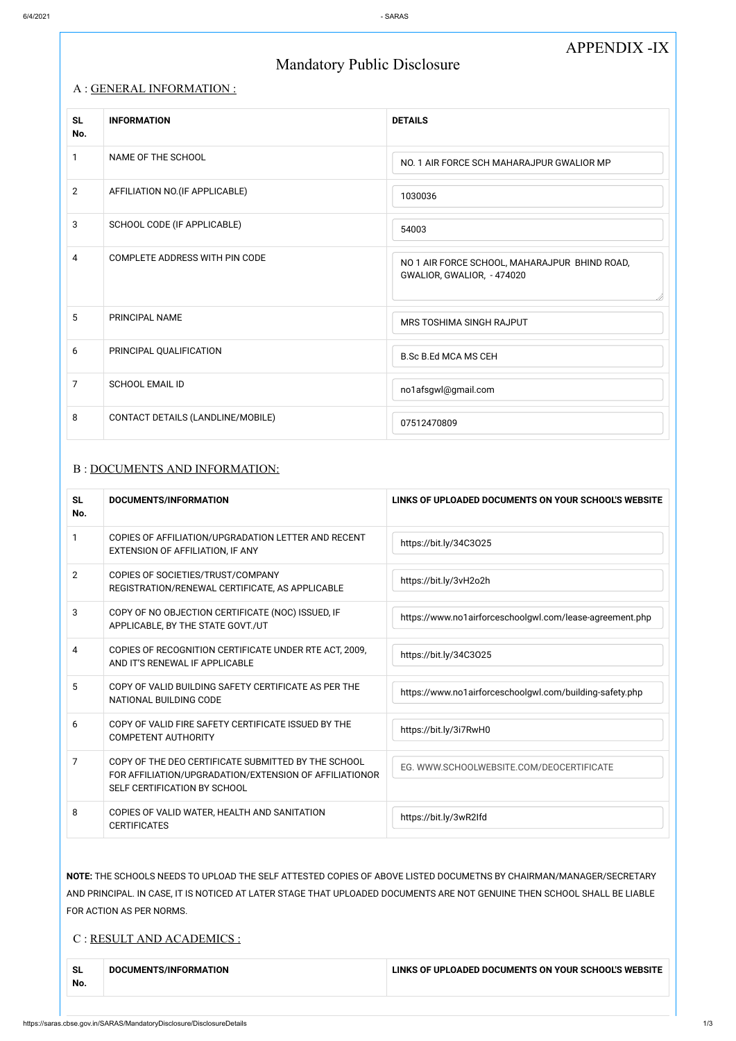APPENDIX -IX

# Mandatory Public Disclosure

## A : GENERAL INFORMATION :

| SL No. | INFORMATION | DETAILS |
|---|---|---|
| 1 | NAME OF THE SCHOOL | NO. 1 AIR FORCE SCH MAHARAJPUR GWALIOR MP |
| 2 | AFFILIATION NO.(IF APPLICABLE) | 1030036 |
| 3 | SCHOOL CODE (IF APPLICABLE) | 54003 |
| 4 | COMPLETE ADDRESS WITH PIN CODE | NO 1 AIR FORCE SCHOOL, MAHARAJPUR BHIND ROAD, GWALIOR, GWALIOR, - 474020 |
| 5 | PRINCIPAL NAME | MRS TOSHIMA SINGH RAJPUT |
| 6 | PRINCIPAL QUALIFICATION | B.Sc B.Ed MCA MS CEH |
| 7 | SCHOOL EMAIL ID | no1afsgwl@gmail.com |
| 8 | CONTACT DETAILS (LANDLINE/MOBILE) | 07512470809 |

## B : DOCUMENTS AND INFORMATION:

| SL No. | DOCUMENTS/INFORMATION | LINKS OF UPLOADED DOCUMENTS ON YOUR SCHOOL'S WEBSITE |
|---|---|---|
| 1 | COPIES OF AFFILIATION/UPGRADATION LETTER AND RECENT EXTENSION OF AFFILIATION, IF ANY | https://bit.ly/34C3O25 |
| 2 | COPIES OF SOCIETIES/TRUST/COMPANY REGISTRATION/RENEWAL CERTIFICATE, AS APPLICABLE | https://bit.ly/3vH2o2h |
| 3 | COPY OF NO OBJECTION CERTIFICATE (NOC) ISSUED, IF APPLICABLE, BY THE STATE GOVT./UT | https://www.no1airforceschoolgwl.com/lease-agreement.php |
| 4 | COPIES OF RECOGNITION CERTIFICATE UNDER RTE ACT, 2009, AND IT'S RENEWAL IF APPLICABLE | https://bit.ly/34C3O25 |
| 5 | COPY OF VALID BUILDING SAFETY CERTIFICATE AS PER THE NATIONAL BUILDING CODE | https://www.no1airforceschoolgwl.com/building-safety.php |
| 6 | COPY OF VALID FIRE SAFETY CERTIFICATE ISSUED BY THE COMPETENT AUTHORITY | https://bit.ly/3i7RwH0 |
| 7 | COPY OF THE DEO CERTIFICATE SUBMITTED BY THE SCHOOL FOR AFFILIATION/UPGRADATION/EXTENSION OF AFFILIATIONOR SELF CERTIFICATION BY SCHOOL | EG. WWW.SCHOOLWEBSITE.COM/DEOCERTIFICATE |
| 8 | COPIES OF VALID WATER, HEALTH AND SANITATION CERTIFICATES | https://bit.ly/3wR2Ifd |

**NOTE:** THE SCHOOLS NEEDS TO UPLOAD THE SELF ATTESTED COPIES OF ABOVE LISTED DOCUMETNS BY CHAIRMAN/MANAGER/SECRETARY AND PRINCIPAL. IN CASE, IT IS NOTICED AT LATER STAGE THAT UPLOADED DOCUMENTS ARE NOT GENUINE THEN SCHOOL SHALL BE LIABLE FOR ACTION AS PER NORMS.

## C : RESULT AND ACADEMICS :

| SL No. | DOCUMENTS/INFORMATION | LINKS OF UPLOADED DOCUMENTS ON YOUR SCHOOL'S WEBSITE |
|---|---|---|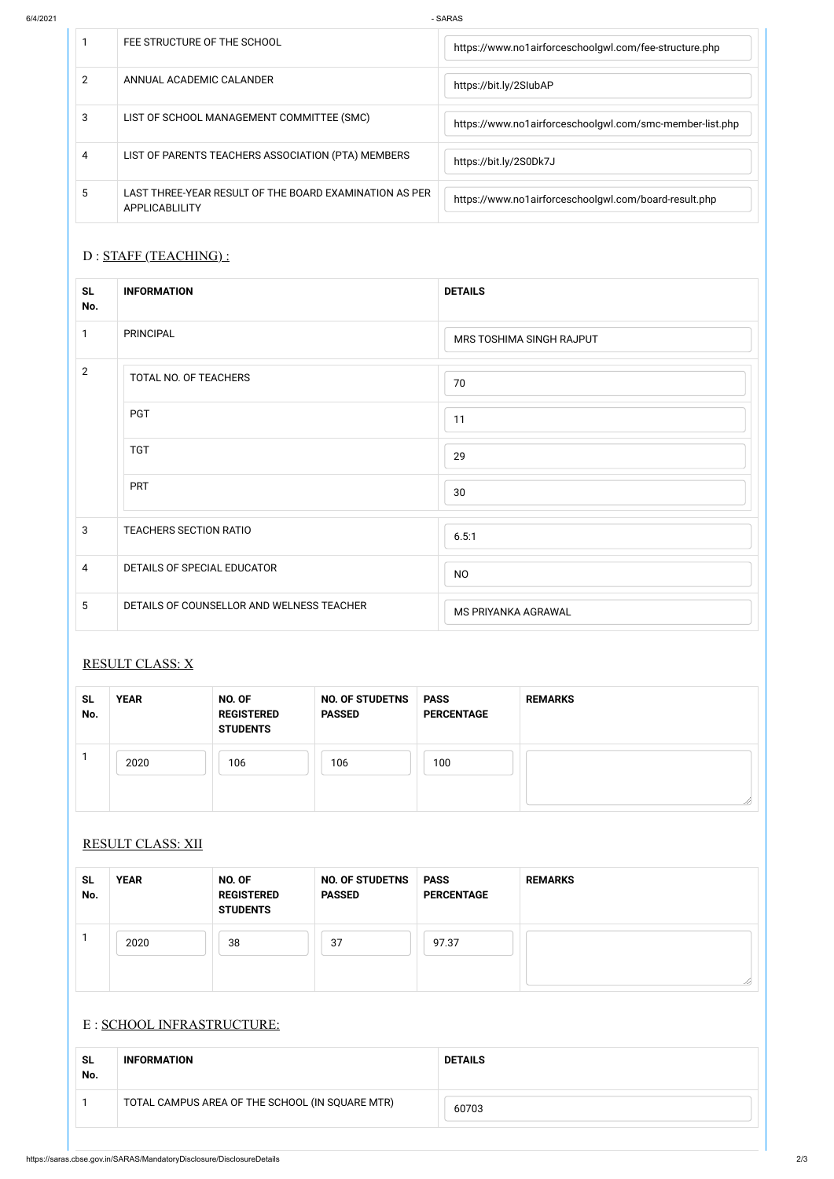| | | |
|---|---|---|
| 1 | FEE STRUCTURE OF THE SCHOOL | https://www.no1airforceschoolgwl.com/fee-structure.php |
| 2 | ANNUAL ACADEMIC CALANDER | https://bit.ly/2SIubAP |
| 3 | LIST OF SCHOOL MANAGEMENT COMMITTEE (SMC) | https://www.no1airforceschoolgwl.com/smc-member-list.php |
| 4 | LIST OF PARENTS TEACHERS ASSOCIATION (PTA) MEMBERS | https://bit.ly/2S0Dk7J |
| 5 | LAST THREE-YEAR RESULT OF THE BOARD EXAMINATION AS PER APPLICABLILITY | https://www.no1airforceschoolgwl.com/board-result.php |

## D : STAFF (TEACHING) :

| SL No. | INFORMATION | DETAILS |
|---|---|---|
| 1 | PRINCIPAL | MRS TOSHIMA SINGH RAJPUT |
| 2 | TOTAL NO. OF TEACHERS | 70 |
| | PGT | 11 |
| | TGT | 29 |
| | PRT | 30 |
| 3 | TEACHERS SECTION RATIO | 6.5:1 |
| 4 | DETAILS OF SPECIAL EDUCATOR | NO |
| 5 | DETAILS OF COUNSELLOR AND WELNESS TEACHER | MS PRIYANKA AGRAWAL |

## RESULT CLASS: X

| SL No. | YEAR | NO. OF REGISTERED STUDENTS | NO. OF STUDETNS PASSED | PASS PERCENTAGE | REMARKS |
|---|---|---|---|---|---|
| 1 | 2020 | 106 | 106 | 100 | |

## RESULT CLASS: XII

| SL No. | YEAR | NO. OF REGISTERED STUDENTS | NO. OF STUDETNS PASSED | PASS PERCENTAGE | REMARKS |
|---|---|---|---|---|---|
| 1 | 2020 | 38 | 37 | 97.37 | |

## E : SCHOOL INFRASTRUCTURE:

| SL No. | INFORMATION | DETAILS |
|---|---|---|
| 1 | TOTAL CAMPUS AREA OF THE SCHOOL (IN SQUARE MTR) | 60703 |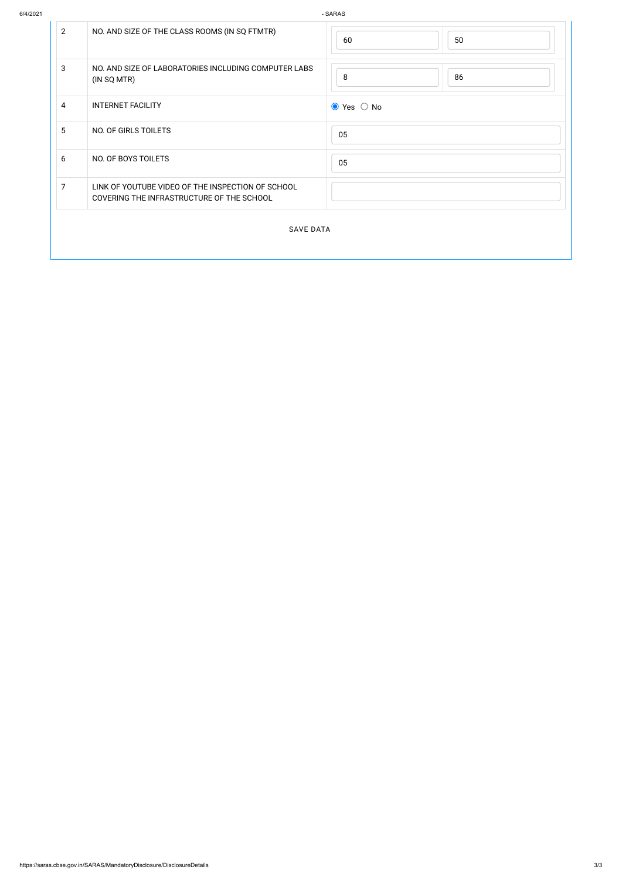| | | | |
|---|---|---|---|
| 2 | NO. AND SIZE OF THE CLASS ROOMS (IN SQ FTMTR) | 60 | 50 |
| 3 | NO. AND SIZE OF LABORATORIES INCLUDING COMPUTER LABS (IN SQ MTR) | 8 | 86 |
| 4 | INTERNET FACILITY | ◉ Yes ○ No | |
| 5 | NO. OF GIRLS TOILETS | 05 | |
| 6 | NO. OF BOYS TOILETS | 05 | |
| 7 | LINK OF YOUTUBE VIDEO OF THE INSPECTION OF SCHOOL COVERING THE INFRASTRUCTURE OF THE SCHOOL | | |

SAVE DATA